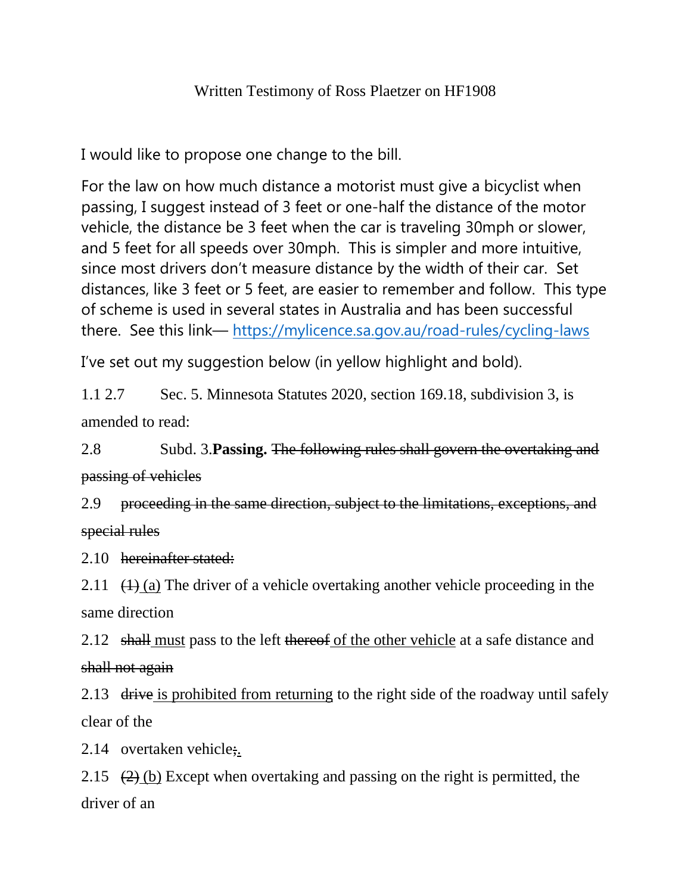Written Testimony of Ross Plaetzer on HF1908

I would like to propose one change to the bill.

For the law on how much distance a motorist must give a bicyclist when passing, I suggest instead of 3 feet or one-half the distance of the motor vehicle, the distance be 3 feet when the car is traveling 30mph or slower, and 5 feet for all speeds over 30mph. This is simpler and more intuitive, since most drivers don't measure distance by the width of their car. Set distances, like 3 feet or 5 feet, are easier to remember and follow. This type of scheme is used in several states in Australia and has been successful there. See this link— https://mylicence.sa.gov.au/road-rules/cycling-laws

I've set out my suggestion below (in yellow highlight and bold).

1.1 2.7 Sec. 5. Minnesota Statutes 2020, section 169.18, subdivision 3, is amended to read:

2.8 Subd. 3. **Passing.** ~~The following rules shall govern the overtaking and passing of vehicles~~

2.9 ~~proceeding in the same direction, subject to the limitations, exceptions, and special rules~~

2.10 ~~hereinafter stated:~~

2.11 ~~(1)~~ <u>(a)</u> The driver of a vehicle overtaking another vehicle proceeding in the same direction

2.12 ~~shall~~ <u>must</u> pass to the left ~~thereof~~ <u>of the other vehicle</u> at a safe distance and ~~shall not again~~

2.13 ~~drive~~ <u>is prohibited from returning</u> to the right side of the roadway until safely clear of the

2.14 overtaken vehicle~~;~~<u>.</u>

2.15 ~~(2)~~ <u>(b)</u> Except when overtaking and passing on the right is permitted, the driver of an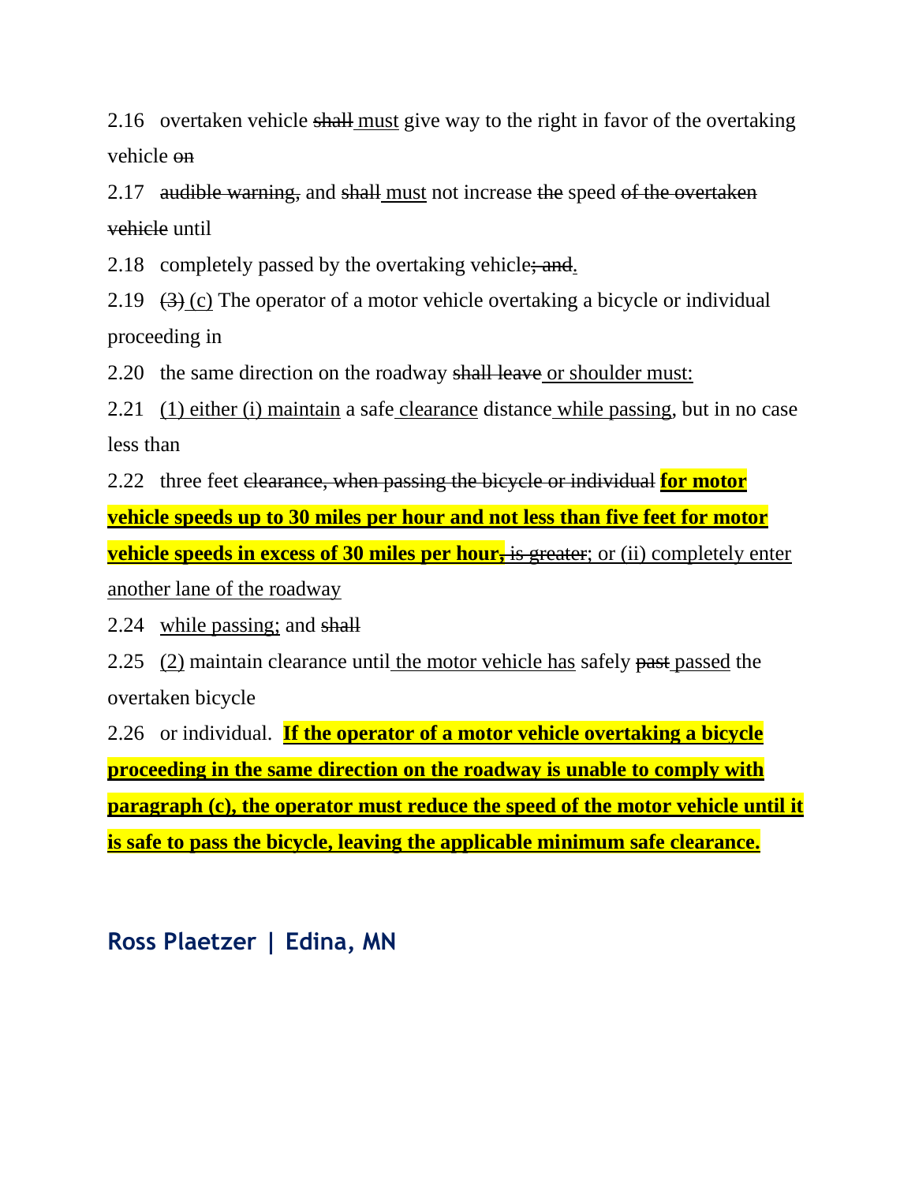2.16 overtaken vehicle ~~shall~~ <u>must</u> give way to the right in favor of the overtaking vehicle ~~on~~

2.17 ~~audible warning,~~ and ~~shall~~ <u>must</u> not increase ~~the~~ speed ~~of the overtaken vehicle~~ until

2.18 completely passed by the overtaking vehicle~~; and~~<u>.</u>

2.19 ~~(3)~~ <u>(c)</u> The operator of a motor vehicle overtaking a bicycle or individual proceeding in

2.20 the same direction on the roadway ~~shall leave~~ <u>or shoulder must:</u>

2.21 <u>(1) either (i) maintain</u> a safe <u>clearance</u> distance <u>while passing</u>, but in no case less than

2.22 three feet ~~clearance, when passing the bicycle or individual~~ **<u>for motor vehicle speeds up to 30 miles per hour and not less than five feet for motor vehicle speeds in excess of 30 miles per hour</u>**~~, is greater~~<u>; or (ii) completely enter another lane of the roadway</u>

2.24 <u>while passing;</u> and ~~shall~~

2.25 <u>(2)</u> maintain clearance until <u>the motor vehicle has</u> safely ~~past~~ <u>passed</u> the overtaken bicycle

2.26 or individual. **<u>If the operator of a motor vehicle overtaking a bicycle proceeding in the same direction on the roadway is unable to comply with paragraph (c), the operator must reduce the speed of the motor vehicle until it is safe to pass the bicycle, leaving the applicable minimum safe clearance.</u>**

**Ross Plaetzer | Edina, MN**